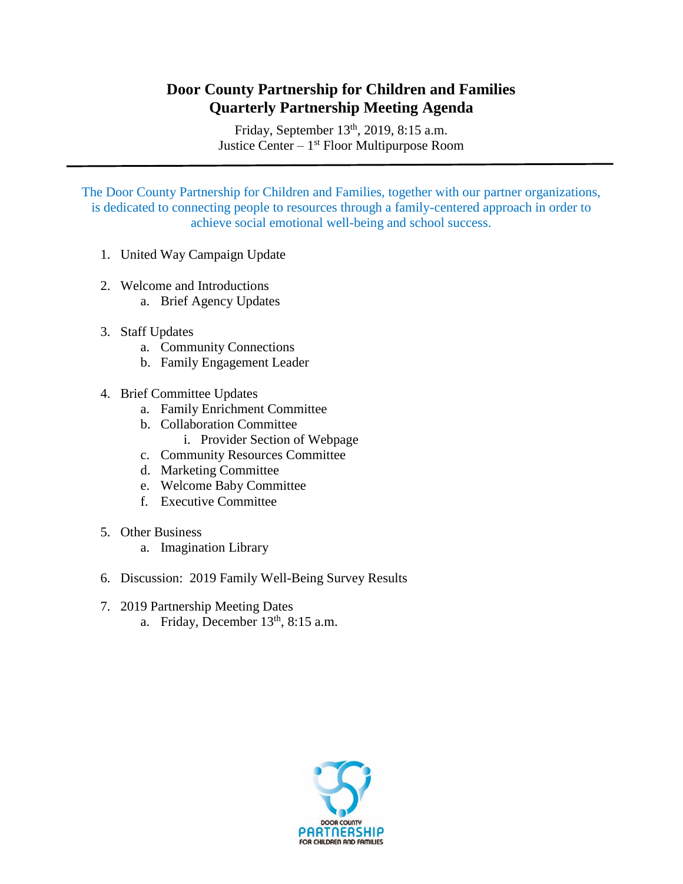# Door County Partnership for Children and Families
## Quarterly Partnership Meeting Agenda

Friday, September 13th, 2019, 8:15 a.m.
Justice Center – 1st Floor Multipurpose Room

---

The Door County Partnership for Children and Families, together with our partner organizations, is dedicated to connecting people to resources through a family-centered approach in order to achieve social emotional well-being and school success.

1. United Way Campaign Update

2. Welcome and Introductions
   a. Brief Agency Updates

3. Staff Updates
   a. Community Connections
   b. Family Engagement Leader

4. Brief Committee Updates
   a. Family Enrichment Committee
   b. Collaboration Committee
      i. Provider Section of Webpage
   c. Community Resources Committee
   d. Marketing Committee
   e. Welcome Baby Committee
   f. Executive Committee

5. Other Business
   a. Imagination Library

6. Discussion: 2019 Family Well-Being Survey Results

7. 2019 Partnership Meeting Dates
   a. Friday, December 13th, 8:15 a.m.

DOOR COUNTY PARTNERSHIP FOR CHILDREN AND FAMILIES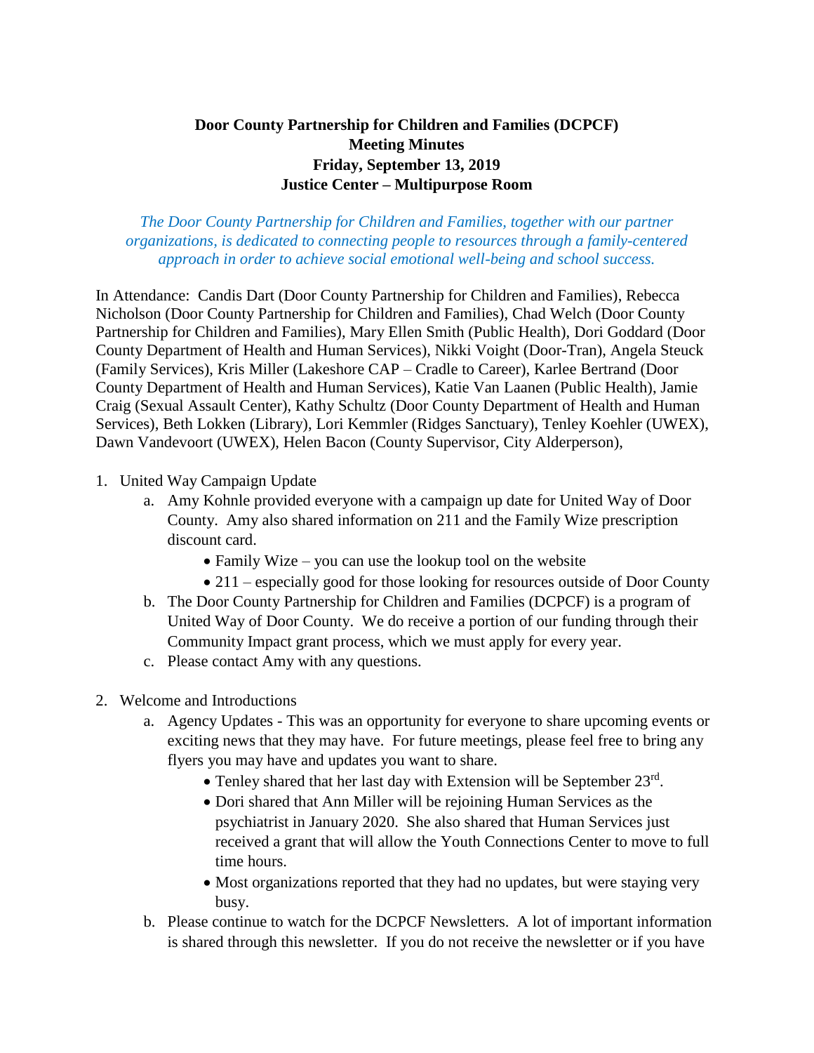**Door County Partnership for Children and Families (DCPCF)**
**Meeting Minutes**
**Friday, September 13, 2019**
**Justice Center – Multipurpose Room**

*The Door County Partnership for Children and Families, together with our partner organizations, is dedicated to connecting people to resources through a family-centered approach in order to achieve social emotional well-being and school success.*

In Attendance: Candis Dart (Door County Partnership for Children and Families), Rebecca Nicholson (Door County Partnership for Children and Families), Chad Welch (Door County Partnership for Children and Families), Mary Ellen Smith (Public Health), Dori Goddard (Door County Department of Health and Human Services), Nikki Voight (Door-Tran), Angela Steuck (Family Services), Kris Miller (Lakeshore CAP – Cradle to Career), Karlee Bertrand (Door County Department of Health and Human Services), Katie Van Laanen (Public Health), Jamie Craig (Sexual Assault Center), Kathy Schultz (Door County Department of Health and Human Services), Beth Lokken (Library), Lori Kemmler (Ridges Sanctuary), Tenley Koehler (UWEX), Dawn Vandevoort (UWEX), Helen Bacon (County Supervisor, City Alderperson),

1. United Way Campaign Update
   a. Amy Kohnle provided everyone with a campaign up date for United Way of Door County. Amy also shared information on 211 and the Family Wize prescription discount card.
      - Family Wize – you can use the lookup tool on the website
      - 211 – especially good for those looking for resources outside of Door County

   b. The Door County Partnership for Children and Families (DCPCF) is a program of United Way of Door County. We do receive a portion of our funding through their Community Impact grant process, which we must apply for every year.
   c. Please contact Amy with any questions.

2. Welcome and Introductions
   a. Agency Updates - This was an opportunity for everyone to share upcoming events or exciting news that they may have. For future meetings, please feel free to bring any flyers you may have and updates you want to share.
      - Tenley shared that her last day with Extension will be September 23rd.
      - Dori shared that Ann Miller will be rejoining Human Services as the psychiatrist in January 2020. She also shared that Human Services just received a grant that will allow the Youth Connections Center to move to full time hours.
      - Most organizations reported that they had no updates, but were staying very busy.

   b. Please continue to watch for the DCPCF Newsletters. A lot of important information is shared through this newsletter. If you do not receive the newsletter or if you have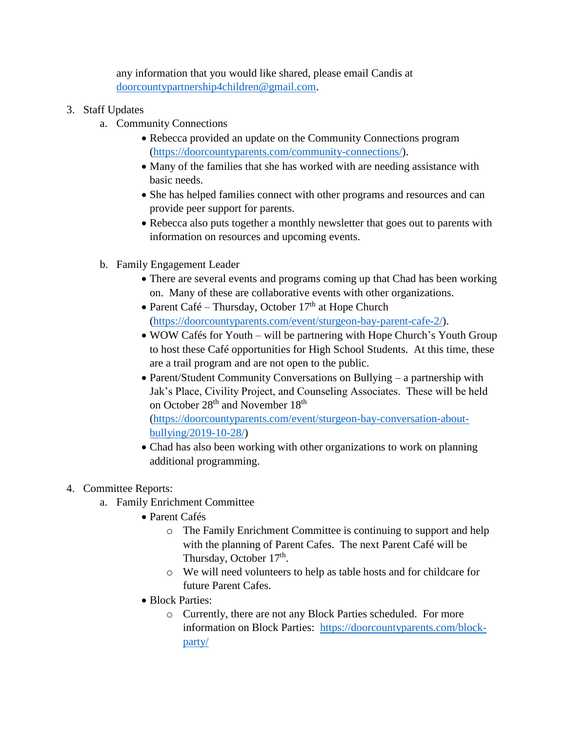any information that you would like shared, please email Candis at [doorcountypartnership4children@gmail.com](mailto:doorcountypartnership4children@gmail.com).

3. Staff Updates
   a. Community Connections
      - Rebecca provided an update on the Community Connections program ([https://doorcountyparents.com/community-connections/](https://doorcountyparents.com/community-connections/)).
      - Many of the families that she has worked with are needing assistance with basic needs.
      - She has helped families connect with other programs and resources and can provide peer support for parents.
      - Rebecca also puts together a monthly newsletter that goes out to parents with information on resources and upcoming events.

   b. Family Engagement Leader
      - There are several events and programs coming up that Chad has been working on. Many of these are collaborative events with other organizations.
      - Parent Café – Thursday, October 17th at Hope Church ([https://doorcountyparents.com/event/sturgeon-bay-parent-cafe-2/](https://doorcountyparents.com/event/sturgeon-bay-parent-cafe-2/)).
      - WOW Cafés for Youth – will be partnering with Hope Church's Youth Group to host these Café opportunities for High School Students. At this time, these are a trail program and are not open to the public.
      - Parent/Student Community Conversations on Bullying – a partnership with Jak's Place, Civility Project, and Counseling Associates. These will be held on October 28th and November 18th ([https://doorcountyparents.com/event/sturgeon-bay-conversation-about-bullying/2019-10-28/](https://doorcountyparents.com/event/sturgeon-bay-conversation-about-bullying/2019-10-28/))
      - Chad has also been working with other organizations to work on planning additional programming.

4. Committee Reports:
   a. Family Enrichment Committee
      - Parent Cafés
         - The Family Enrichment Committee is continuing to support and help with the planning of Parent Cafes. The next Parent Café will be Thursday, October 17th.
         - We will need volunteers to help as table hosts and for childcare for future Parent Cafes.
      - Block Parties:
         - Currently, there are not any Block Parties scheduled. For more information on Block Parties: [https://doorcountyparents.com/block-party/](https://doorcountyparents.com/block-party/)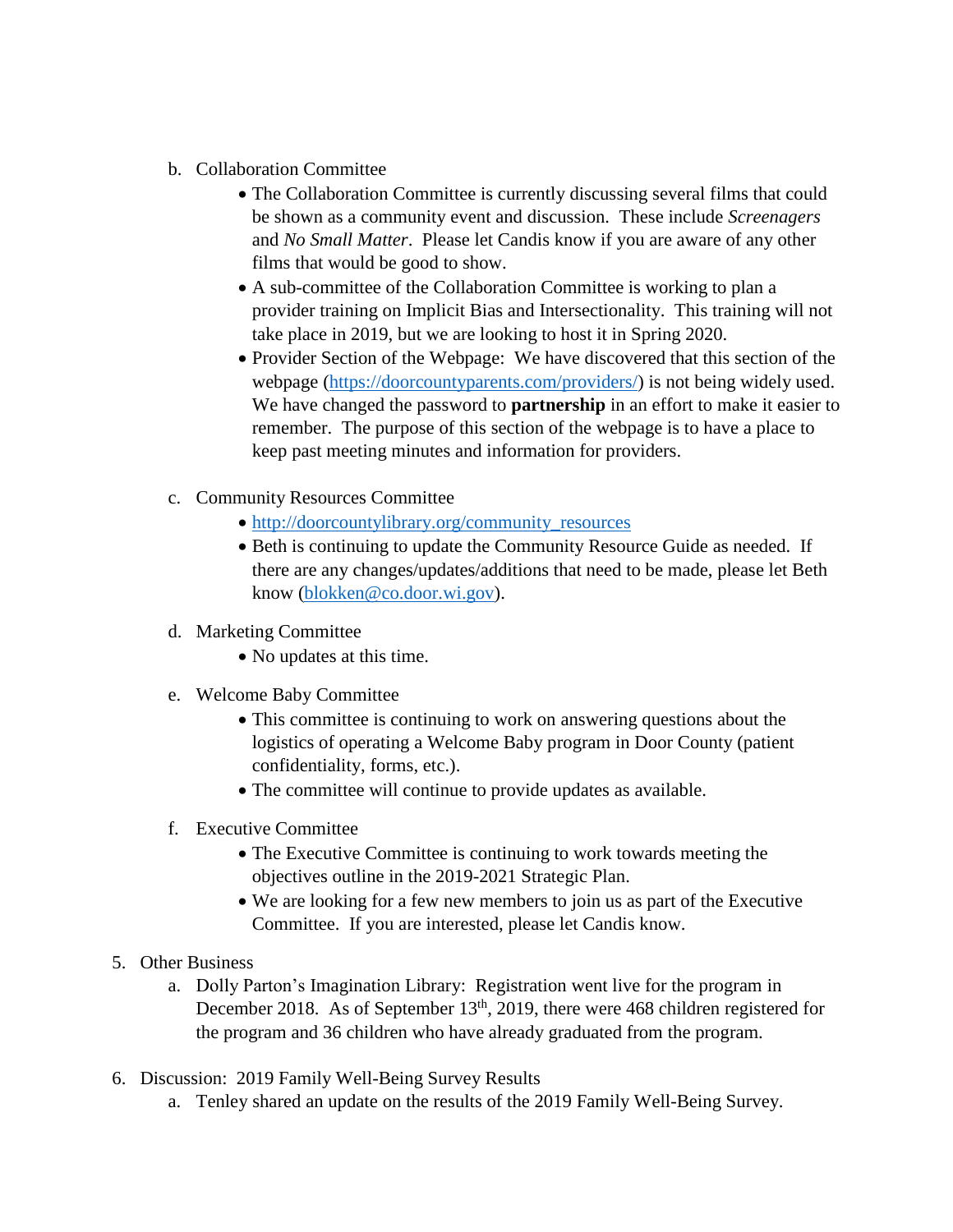b. Collaboration Committee
   - The Collaboration Committee is currently discussing several films that could be shown as a community event and discussion. These include *Screenagers* and *No Small Matter*. Please let Candis know if you are aware of any other films that would be good to show.
   - A sub-committee of the Collaboration Committee is working to plan a provider training on Implicit Bias and Intersectionality. This training will not take place in 2019, but we are looking to host it in Spring 2020.
   - Provider Section of the Webpage: We have discovered that this section of the webpage (https://doorcountyparents.com/providers/) is not being widely used. We have changed the password to **partnership** in an effort to make it easier to remember. The purpose of this section of the webpage is to have a place to keep past meeting minutes and information for providers.

c. Community Resources Committee
   - http://doorcountylibrary.org/community_resources
   - Beth is continuing to update the Community Resource Guide as needed. If there are any changes/updates/additions that need to be made, please let Beth know (blokken@co.door.wi.gov).

d. Marketing Committee
   - No updates at this time.

e. Welcome Baby Committee
   - This committee is continuing to work on answering questions about the logistics of operating a Welcome Baby program in Door County (patient confidentiality, forms, etc.).
   - The committee will continue to provide updates as available.

f. Executive Committee
   - The Executive Committee is continuing to work towards meeting the objectives outline in the 2019-2021 Strategic Plan.
   - We are looking for a few new members to join us as part of the Executive Committee. If you are interested, please let Candis know.

5. Other Business
   a. Dolly Parton's Imagination Library: Registration went live for the program in December 2018. As of September 13th, 2019, there were 468 children registered for the program and 36 children who have already graduated from the program.

6. Discussion: 2019 Family Well-Being Survey Results
   a. Tenley shared an update on the results of the 2019 Family Well-Being Survey.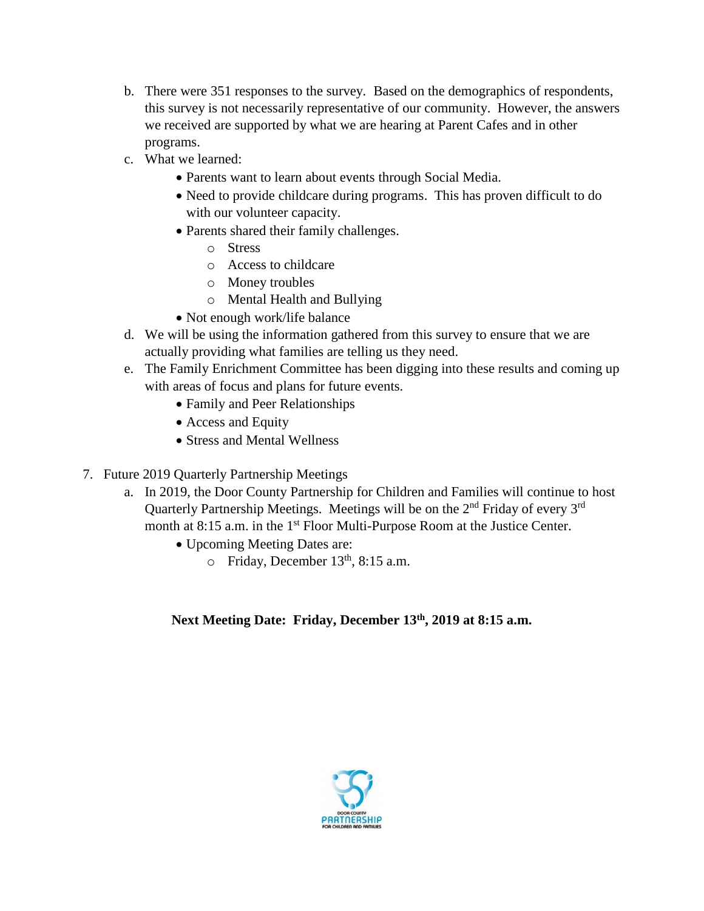b. There were 351 responses to the survey. Based on the demographics of respondents, this survey is not necessarily representative of our community. However, the answers we received are supported by what we are hearing at Parent Cafes and in other programs.

c. What we learned:
   - Parents want to learn about events through Social Media.
   - Need to provide childcare during programs. This has proven difficult to do with our volunteer capacity.
   - Parents shared their family challenges.
     - Stress
     - Access to childcare
     - Money troubles
     - Mental Health and Bullying
   - Not enough work/life balance

d. We will be using the information gathered from this survey to ensure that we are actually providing what families are telling us they need.

e. The Family Enrichment Committee has been digging into these results and coming up with areas of focus and plans for future events.
   - Family and Peer Relationships
   - Access and Equity
   - Stress and Mental Wellness

7. Future 2019 Quarterly Partnership Meetings

   a. In 2019, the Door County Partnership for Children and Families will continue to host Quarterly Partnership Meetings. Meetings will be on the 2nd Friday of every 3rd month at 8:15 a.m. in the 1st Floor Multi-Purpose Room at the Justice Center.
      - Upcoming Meeting Dates are:
        - Friday, December 13th, 8:15 a.m.

**Next Meeting Date: Friday, December 13th, 2019 at 8:15 a.m.**

DOOR COUNTY PARTNERSHIP FOR CHILDREN AND FAMILIES